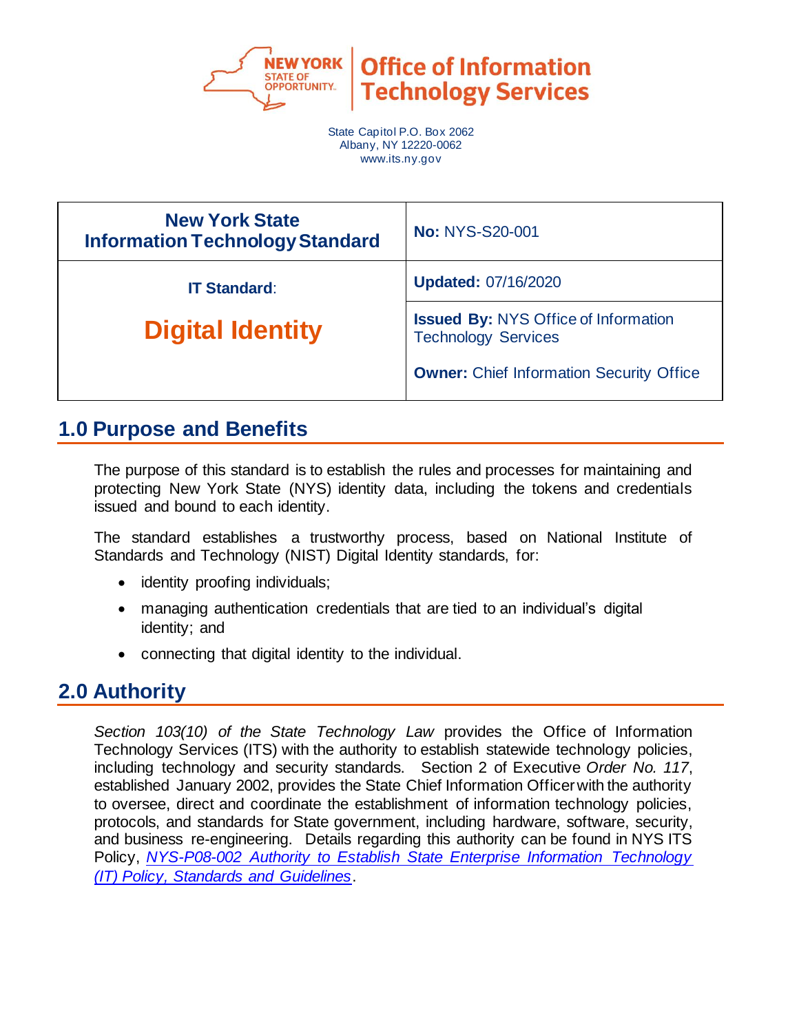**New York State Office of Information Technology Services**

State Capitol P.O. Box 2062
Albany, NY 12220-0062
www.its.ny.gov

| New York State Information Technology Standard | **No:** NYS-S20-001 |
| --- | --- |
| **IT Standard:** | **Updated:** 07/16/2020 |
| **Digital Identity** | **Issued By:** NYS Office of Information Technology Services<br><br>**Owner:** Chief Information Security Office |

## 1.0 Purpose and Benefits

The purpose of this standard is to establish the rules and processes for maintaining and protecting New York State (NYS) identity data, including the tokens and credentials issued and bound to each identity.

The standard establishes a trustworthy process, based on National Institute of Standards and Technology (NIST) Digital Identity standards, for:

- identity proofing individuals;
- managing authentication credentials that are tied to an individual's digital identity; and
- connecting that digital identity to the individual.

## 2.0 Authority

*Section 103(10) of the State Technology Law* provides the Office of Information Technology Services (ITS) with the authority to establish statewide technology policies, including technology and security standards. Section 2 of Executive *Order No. 117*, established January 2002, provides the State Chief Information Officer with the authority to oversee, direct and coordinate the establishment of information technology policies, protocols, and standards for State government, including hardware, software, security, and business re-engineering. Details regarding this authority can be found in NYS ITS Policy, *NYS-P08-002 Authority to Establish State Enterprise Information Technology (IT) Policy, Standards and Guidelines*.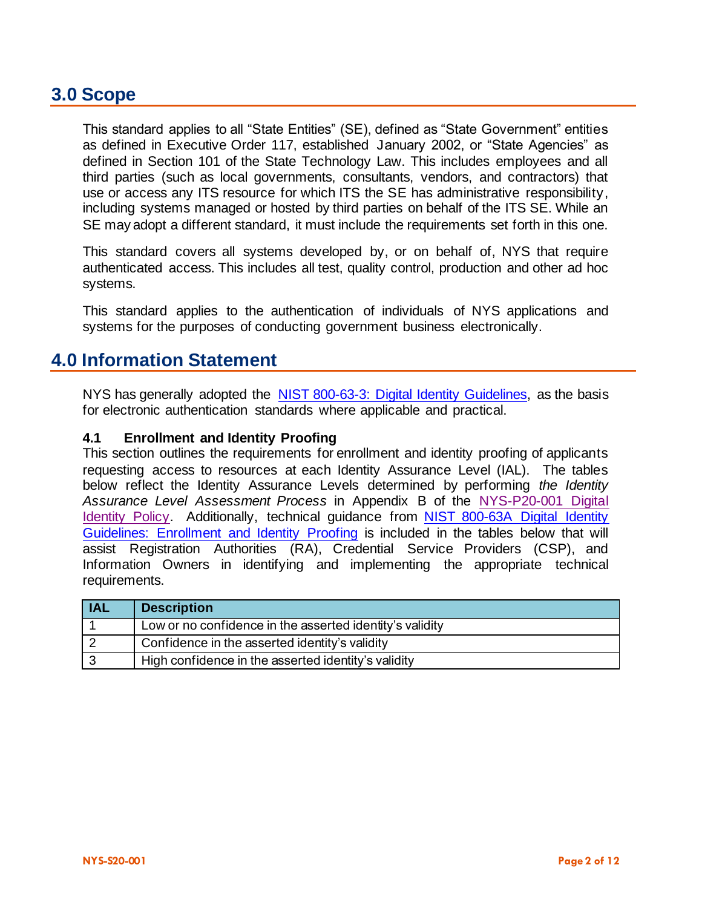## 3.0 Scope

This standard applies to all "State Entities" (SE), defined as "State Government" entities as defined in Executive Order 117, established January 2002, or "State Agencies" as defined in Section 101 of the State Technology Law. This includes employees and all third parties (such as local governments, consultants, vendors, and contractors) that use or access any ITS resource for which ITS the SE has administrative responsibility, including systems managed or hosted by third parties on behalf of the ITS SE. While an SE may adopt a different standard, it must include the requirements set forth in this one.

This standard covers all systems developed by, or on behalf of, NYS that require authenticated access. This includes all test, quality control, production and other ad hoc systems.

This standard applies to the authentication of individuals of NYS applications and systems for the purposes of conducting government business electronically.

## 4.0 Information Statement

NYS has generally adopted the NIST 800-63-3: Digital Identity Guidelines, as the basis for electronic authentication standards where applicable and practical.

### 4.1 Enrollment and Identity Proofing

This section outlines the requirements for enrollment and identity proofing of applicants requesting access to resources at each Identity Assurance Level (IAL). The tables below reflect the Identity Assurance Levels determined by performing *the Identity Assurance Level Assessment Process* in Appendix B of the NYS-P20-001 Digital Identity Policy. Additionally, technical guidance from NIST 800-63A Digital Identity Guidelines: Enrollment and Identity Proofing is included in the tables below that will assist Registration Authorities (RA), Credential Service Providers (CSP), and Information Owners in identifying and implementing the appropriate technical requirements.

| IAL | Description |
|---|---|
| 1 | Low or no confidence in the asserted identity's validity |
| 2 | Confidence in the asserted identity's validity |
| 3 | High confidence in the asserted identity's validity |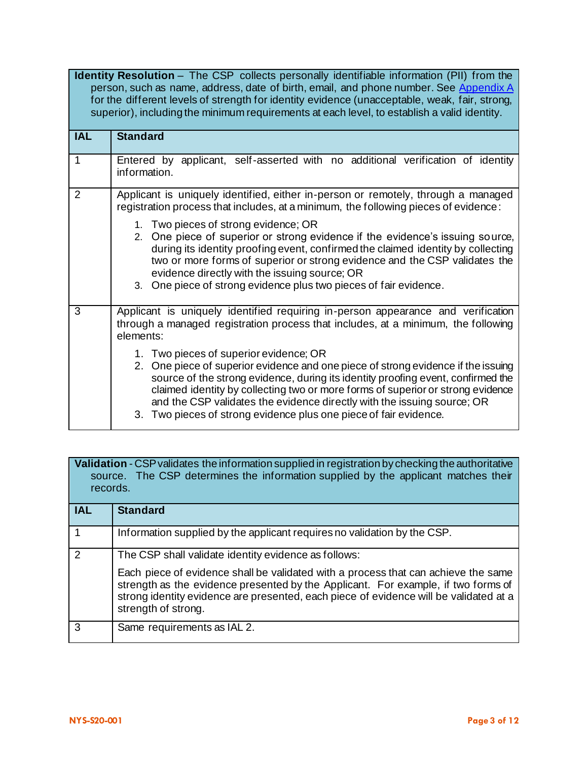| **Identity Resolution** – The CSP collects personally identifiable information (PII) from the person, such as name, address, date of birth, email, and phone number. See [Appendix A](#) for the different levels of strength for identity evidence (unacceptable, weak, fair, strong, superior), including the minimum requirements at each level, to establish a valid identity. | |
|---|---|
| **IAL** | **Standard** |
| 1 | Entered by applicant, self-asserted with no additional verification of identity information. |
| 2 | Applicant is uniquely identified, either in-person or remotely, through a managed registration process that includes, at a minimum, the following pieces of evidence:<br><br>1. Two pieces of strong evidence; OR<br>2. One piece of superior or strong evidence if the evidence's issuing source, during its identity proofing event, confirmed the claimed identity by collecting two or more forms of superior or strong evidence and the CSP validates the evidence directly with the issuing source; OR<br>3. One piece of strong evidence plus two pieces of fair evidence. |
| 3 | Applicant is uniquely identified requiring in-person appearance and verification through a managed registration process that includes, at a minimum, the following elements:<br><br>1. Two pieces of superior evidence; OR<br>2. One piece of superior evidence and one piece of strong evidence if the issuing source of the strong evidence, during its identity proofing event, confirmed the claimed identity by collecting two or more forms of superior or strong evidence and the CSP validates the evidence directly with the issuing source; OR<br>3. Two pieces of strong evidence plus one piece of fair evidence. |

| **Validation** - CSP validates the information supplied in registration by checking the authoritative source. The CSP determines the information supplied by the applicant matches their records. | |
|---|---|
| **IAL** | **Standard** |
| 1 | Information supplied by the applicant requires no validation by the CSP. |
| 2 | The CSP shall validate identity evidence as follows:<br><br>Each piece of evidence shall be validated with a process that can achieve the same strength as the evidence presented by the Applicant. For example, if two forms of strong identity evidence are presented, each piece of evidence will be validated at a strength of strong. |
| 3 | Same requirements as IAL 2. |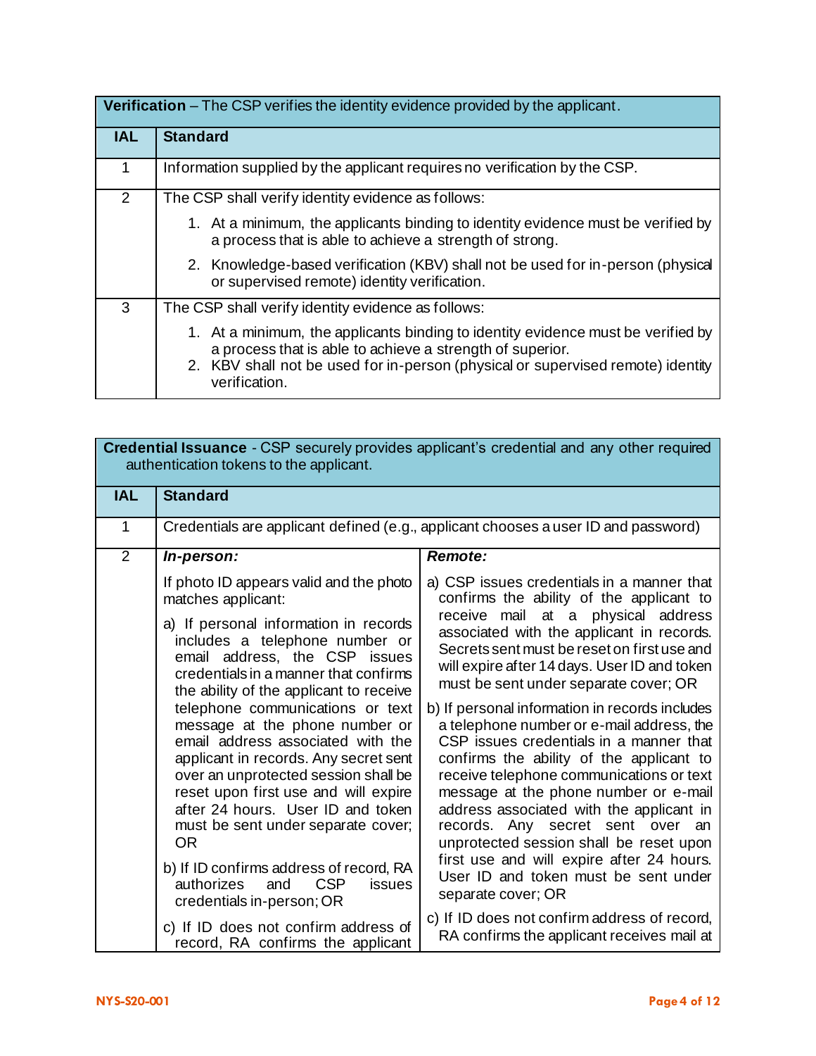| **Verification** – The CSP verifies the identity evidence provided by the applicant. | |
|---|---|
| **IAL** | **Standard** |
| 1 | Information supplied by the applicant requires no verification by the CSP. |
| 2 | The CSP shall verify identity evidence as follows:<br>1. At a minimum, the applicants binding to identity evidence must be verified by a process that is able to achieve a strength of strong.<br>2. Knowledge-based verification (KBV) shall not be used for in-person (physical or supervised remote) identity verification. |
| 3 | The CSP shall verify identity evidence as follows:<br>1. At a minimum, the applicants binding to identity evidence must be verified by a process that is able to achieve a strength of superior.<br>2. KBV shall not be used for in-person (physical or supervised remote) identity verification. |

| **Credential Issuance** - CSP securely provides applicant's credential and any other required authentication tokens to the applicant. | | |
|---|---|---|
| **IAL** | **Standard** | |
| 1 | Credentials are applicant defined (e.g., applicant chooses a user ID and password) | |
| 2 | ***In-person:***<br>If photo ID appears valid and the photo matches applicant:<br>a) If personal information in records includes a telephone number or email address, the CSP issues credentials in a manner that confirms the ability of the applicant to receive telephone communications or text message at the phone number or email address associated with the applicant in records. Any secret sent over an unprotected session shall be reset upon first use and will expire after 24 hours. User ID and token must be sent under separate cover; OR<br>b) If ID confirms address of record, RA authorizes and CSP issues credentials in-person; OR<br>c) If ID does not confirm address of record, RA confirms the applicant | ***Remote:***<br>a) CSP issues credentials in a manner that confirms the ability of the applicant to receive mail at a physical address associated with the applicant in records. Secrets sent must be reset on first use and will expire after 14 days. User ID and token must be sent under separate cover; OR<br>b) If personal information in records includes a telephone number or e-mail address, the CSP issues credentials in a manner that confirms the ability of the applicant to receive telephone communications or text message at the phone number or e-mail address associated with the applicant in records. Any secret sent over an unprotected session shall be reset upon first use and will expire after 24 hours. User ID and token must be sent under separate cover; OR<br>c) If ID does not confirm address of record, RA confirms the applicant receives mail at |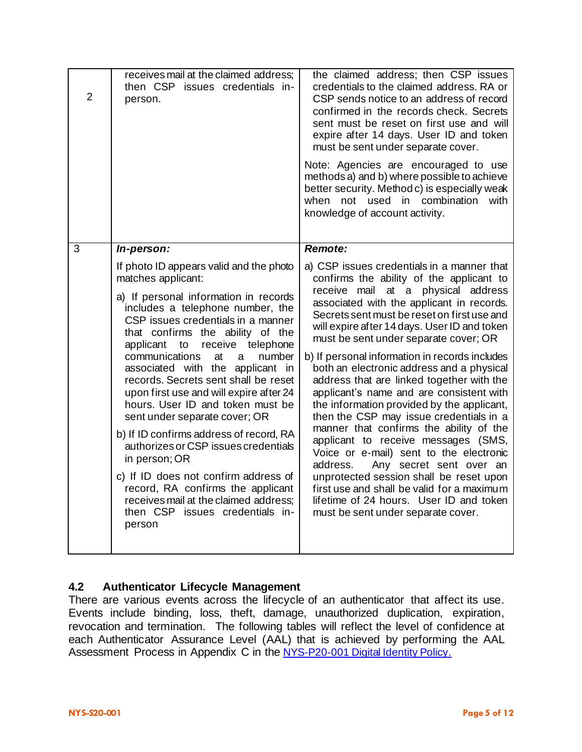| | | |
|---|---|---|
| 2 | receives mail at the claimed address; then CSP issues credentials in-person. | the claimed address; then CSP issues credentials to the claimed address. RA or CSP sends notice to an address of record confirmed in the records check. Secrets sent must be reset on first use and will expire after 14 days. User ID and token must be sent under separate cover.<br><br>Note: Agencies are encouraged to use methods a) and b) where possible to achieve better security. Method c) is especially weak when not used in combination with knowledge of account activity. |
| 3 | ***In-person:***<br><br>If photo ID appears valid and the photo matches applicant:<br><br>a) If personal information in records includes a telephone number, the CSP issues credentials in a manner that confirms the ability of the applicant to receive telephone communications at a number associated with the applicant in records. Secrets sent shall be reset upon first use and will expire after 24 hours. User ID and token must be sent under separate cover; OR<br><br>b) If ID confirms address of record, RA authorizes or CSP issues credentials in person; OR<br><br>c) If ID does not confirm address of record, RA confirms the applicant receives mail at the claimed address; then CSP issues credentials in-person | ***Remote:***<br><br>a) CSP issues credentials in a manner that confirms the ability of the applicant to receive mail at a physical address associated with the applicant in records. Secrets sent must be reset on first use and will expire after 14 days. User ID and token must be sent under separate cover; OR<br><br>b) If personal information in records includes both an electronic address and a physical address that are linked together with the applicant's name and are consistent with the information provided by the applicant, then the CSP may issue credentials in a manner that confirms the ability of the applicant to receive messages (SMS, Voice or e-mail) sent to the electronic address. Any secret sent over an unprotected session shall be reset upon first use and shall be valid for a maximum lifetime of 24 hours. User ID and token must be sent under separate cover. |

### 4.2 Authenticator Lifecycle Management

There are various events across the lifecycle of an authenticator that affect its use. Events include binding, loss, theft, damage, unauthorized duplication, expiration, revocation and termination. The following tables will reflect the level of confidence at each Authenticator Assurance Level (AAL) that is achieved by performing the AAL Assessment Process in Appendix C in the NYS-P20-001 Digital Identity Policy.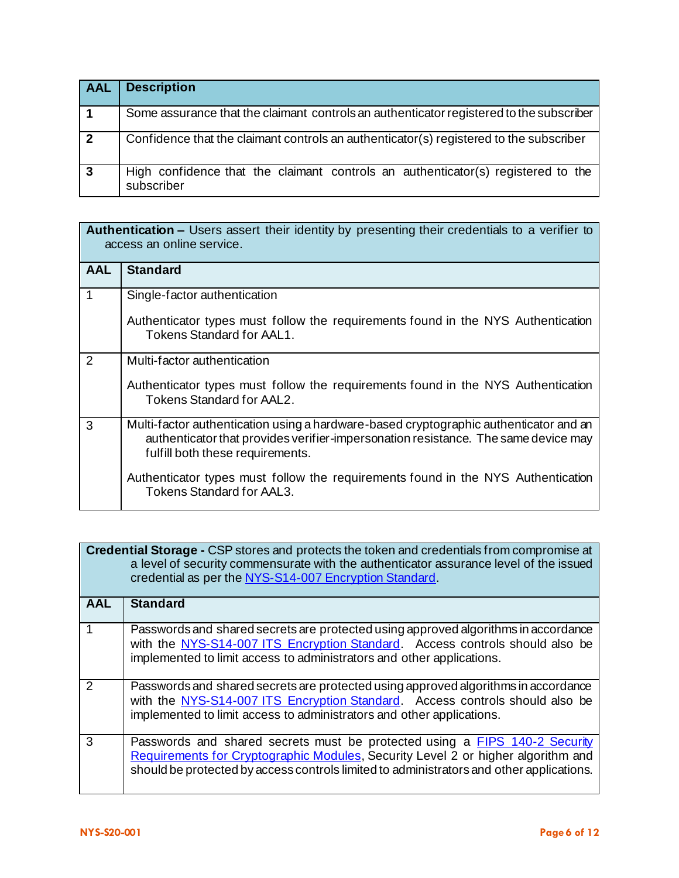| AAL | Description |
|---|---|
| 1 | Some assurance that the claimant controls an authenticator registered to the subscriber |
| 2 | Confidence that the claimant controls an authenticator(s) registered to the subscriber |
| 3 | High confidence that the claimant controls an authenticator(s) registered to the subscriber |

| **Authentication –** Users assert their identity by presenting their credentials to a verifier to access an online service. | |
|---|---|
| **AAL** | **Standard** |
| 1 | Single-factor authentication<br><br>Authenticator types must follow the requirements found in the NYS Authentication Tokens Standard for AAL1. |
| 2 | Multi-factor authentication<br><br>Authenticator types must follow the requirements found in the NYS Authentication Tokens Standard for AAL2. |
| 3 | Multi-factor authentication using a hardware-based cryptographic authenticator and an authenticator that provides verifier-impersonation resistance. The same device may fulfill both these requirements.<br><br>Authenticator types must follow the requirements found in the NYS Authentication Tokens Standard for AAL3. |

| **Credential Storage -** CSP stores and protects the token and credentials from compromise at a level of security commensurate with the authenticator assurance level of the issued credential as per the NYS-S14-007 Encryption Standard. | |
|---|---|
| **AAL** | **Standard** |
| 1 | Passwords and shared secrets are protected using approved algorithms in accordance with the NYS-S14-007 ITS Encryption Standard. Access controls should also be implemented to limit access to administrators and other applications. |
| 2 | Passwords and shared secrets are protected using approved algorithms in accordance with the NYS-S14-007 ITS Encryption Standard. Access controls should also be implemented to limit access to administrators and other applications. |
| 3 | Passwords and shared secrets must be protected using a FIPS 140-2 Security Requirements for Cryptographic Modules, Security Level 2 or higher algorithm and should be protected by access controls limited to administrators and other applications. |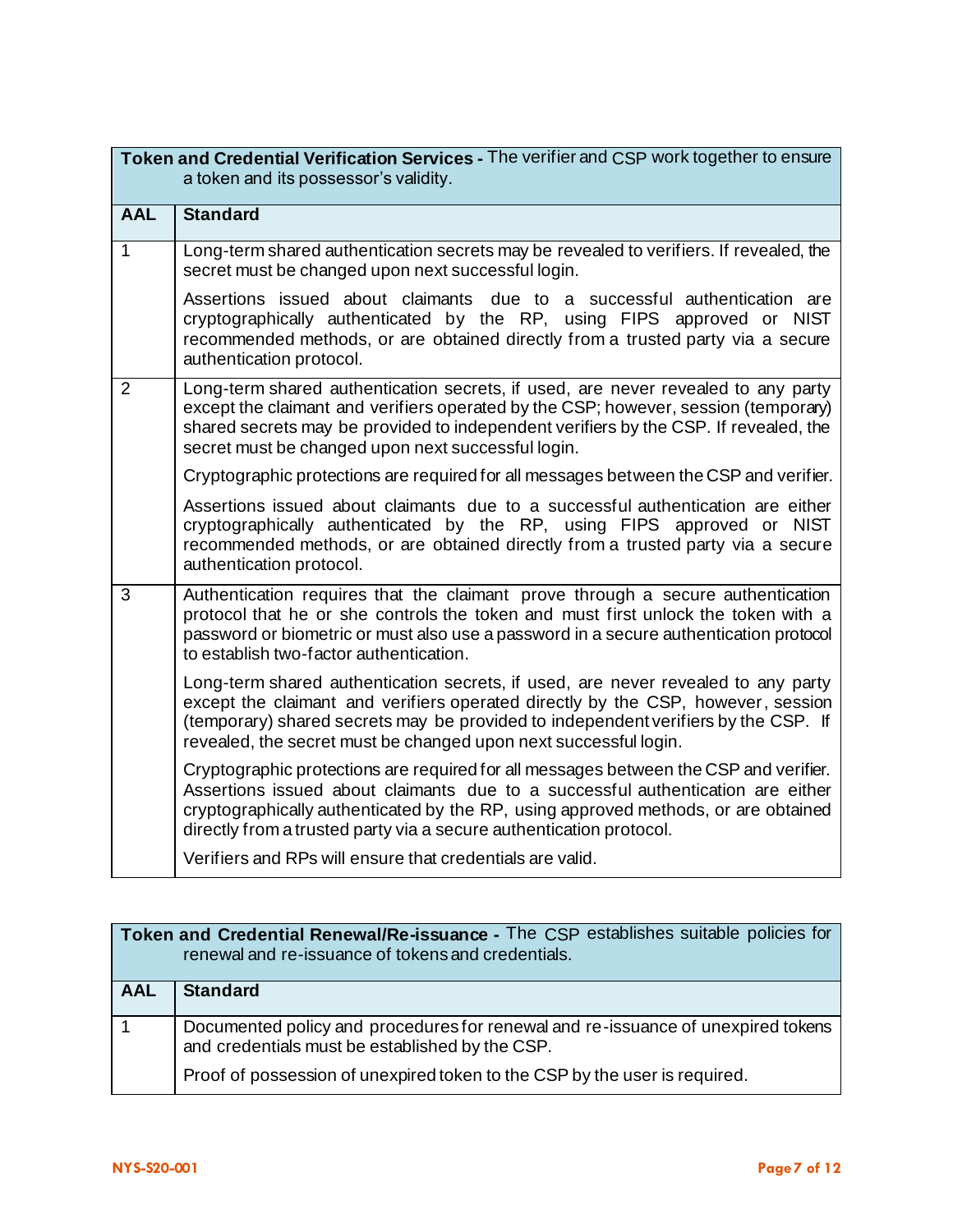| **Token and Credential Verification Services -** The verifier and CSP work together to ensure a token and its possessor's validity. | |
|---|---|
| **AAL** | **Standard** |
| 1 | Long-term shared authentication secrets may be revealed to verifiers. If revealed, the secret must be changed upon next successful login.<br><br>Assertions issued about claimants due to a successful authentication are cryptographically authenticated by the RP, using FIPS approved or NIST recommended methods, or are obtained directly from a trusted party via a secure authentication protocol. |
| 2 | Long-term shared authentication secrets, if used, are never revealed to any party except the claimant and verifiers operated by the CSP; however, session (temporary) shared secrets may be provided to independent verifiers by the CSP. If revealed, the secret must be changed upon next successful login.<br><br>Cryptographic protections are required for all messages between the CSP and verifier.<br><br>Assertions issued about claimants due to a successful authentication are either cryptographically authenticated by the RP, using FIPS approved or NIST recommended methods, or are obtained directly from a trusted party via a secure authentication protocol. |
| 3 | Authentication requires that the claimant prove through a secure authentication protocol that he or she controls the token and must first unlock the token with a password or biometric or must also use a password in a secure authentication protocol to establish two-factor authentication.<br><br>Long-term shared authentication secrets, if used, are never revealed to any party except the claimant and verifiers operated directly by the CSP, however, session (temporary) shared secrets may be provided to independent verifiers by the CSP. If revealed, the secret must be changed upon next successful login.<br><br>Cryptographic protections are required for all messages between the CSP and verifier. Assertions issued about claimants due to a successful authentication are either cryptographically authenticated by the RP, using approved methods, or are obtained directly from a trusted party via a secure authentication protocol.<br><br>Verifiers and RPs will ensure that credentials are valid. |

| **Token and Credential Renewal/Re-issuance -** The CSP establishes suitable policies for renewal and re-issuance of tokens and credentials. | |
|---|---|
| **AAL** | **Standard** |
| 1 | Documented policy and procedures for renewal and re-issuance of unexpired tokens and credentials must be established by the CSP.<br><br>Proof of possession of unexpired token to the CSP by the user is required. |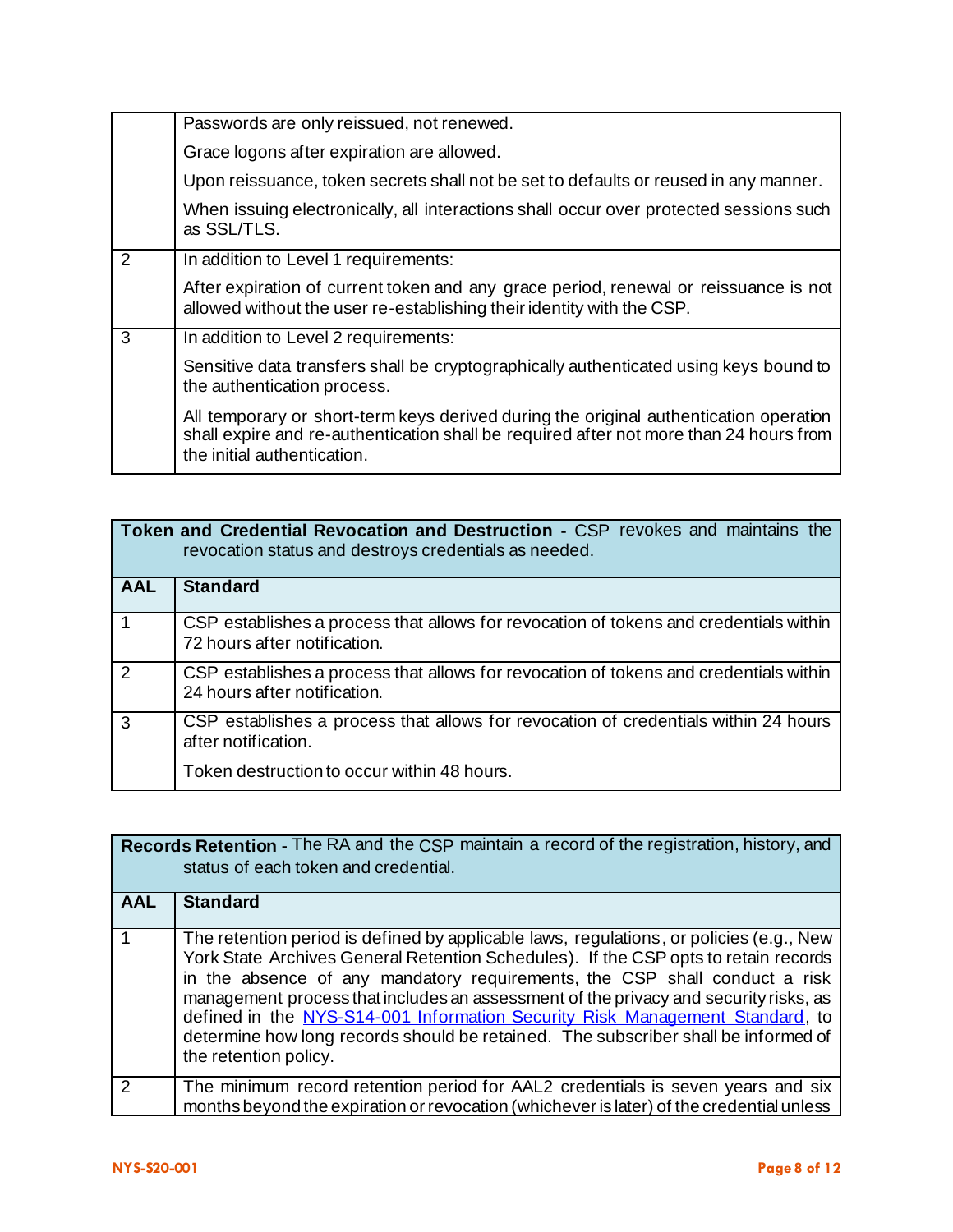| | |
|---|---|
| | Passwords are only reissued, not renewed.<br><br>Grace logons after expiration are allowed.<br><br>Upon reissuance, token secrets shall not be set to defaults or reused in any manner.<br><br>When issuing electronically, all interactions shall occur over protected sessions such as SSL/TLS. |
| 2 | In addition to Level 1 requirements:<br><br>After expiration of current token and any grace period, renewal or reissuance is not allowed without the user re-establishing their identity with the CSP. |
| 3 | In addition to Level 2 requirements:<br><br>Sensitive data transfers shall be cryptographically authenticated using keys bound to the authentication process.<br><br>All temporary or short-term keys derived during the original authentication operation shall expire and re-authentication shall be required after not more than 24 hours from the initial authentication. |

| **Token and Credential Revocation and Destruction -** CSP revokes and maintains the revocation status and destroys credentials as needed. | |
|---|---|
| **AAL** | **Standard** |
| 1 | CSP establishes a process that allows for revocation of tokens and credentials within 72 hours after notification. |
| 2 | CSP establishes a process that allows for revocation of tokens and credentials within 24 hours after notification. |
| 3 | CSP establishes a process that allows for revocation of credentials within 24 hours after notification.<br><br>Token destruction to occur within 48 hours. |

| **Records Retention -** The RA and the CSP maintain a record of the registration, history, and status of each token and credential. | |
|---|---|
| **AAL** | **Standard** |
| 1 | The retention period is defined by applicable laws, regulations, or policies (e.g., New York State Archives General Retention Schedules). If the CSP opts to retain records in the absence of any mandatory requirements, the CSP shall conduct a risk management process that includes an assessment of the privacy and security risks, as defined in the [NYS-S14-001 Information Security Risk Management Standard](), to determine how long records should be retained. The subscriber shall be informed of the retention policy. |
| 2 | The minimum record retention period for AAL2 credentials is seven years and six months beyond the expiration or revocation (whichever is later) of the credential unless |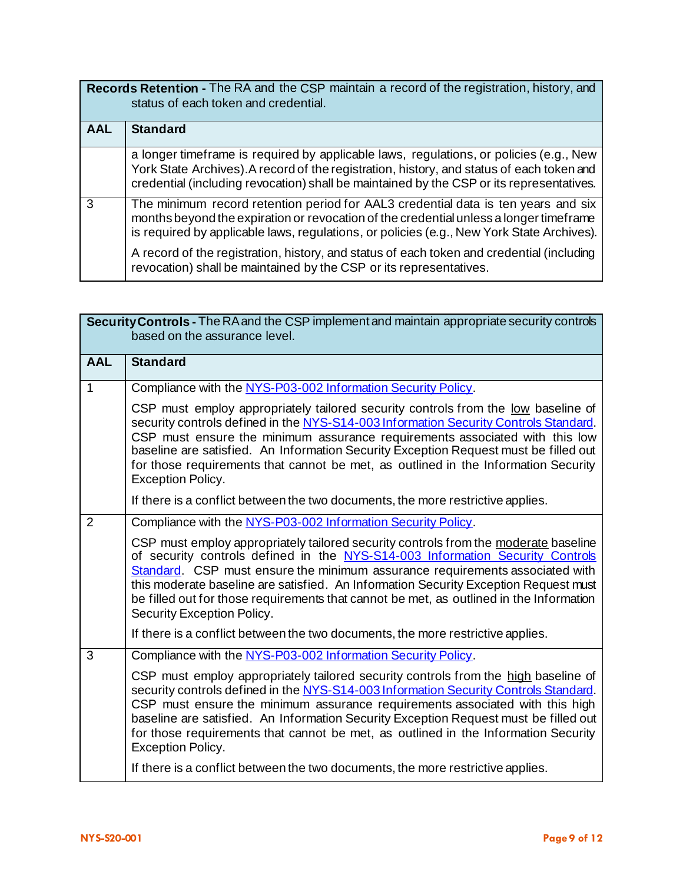| **Records Retention -** The RA and the CSP maintain a record of the registration, history, and status of each token and credential. | |
|---|---|
| **AAL** | **Standard** |
| | a longer timeframe is required by applicable laws, regulations, or policies (e.g., New York State Archives). A record of the registration, history, and status of each token and credential (including revocation) shall be maintained by the CSP or its representatives. |
| 3 | The minimum record retention period for AAL3 credential data is ten years and six months beyond the expiration or revocation of the credential unless a longer timeframe is required by applicable laws, regulations, or policies (e.g., New York State Archives).<br><br>A record of the registration, history, and status of each token and credential (including revocation) shall be maintained by the CSP or its representatives. |

| **Security Controls -** The RA and the CSP implement and maintain appropriate security controls based on the assurance level. | |
|---|---|
| **AAL** | **Standard** |
| 1 | Compliance with the [NYS-P03-002 Information Security Policy](). <br><br>CSP must employ appropriately tailored security controls from the low baseline of security controls defined in the [NYS-S14-003 Information Security Controls Standard](). CSP must ensure the minimum assurance requirements associated with this low baseline are satisfied. An Information Security Exception Request must be filled out for those requirements that cannot be met, as outlined in the Information Security Exception Policy.<br><br>If there is a conflict between the two documents, the more restrictive applies. |
| 2 | Compliance with the [NYS-P03-002 Information Security Policy](). <br><br>CSP must employ appropriately tailored security controls from the moderate baseline of security controls defined in the [NYS-S14-003 Information Security Controls Standard](). CSP must ensure the minimum assurance requirements associated with this moderate baseline are satisfied. An Information Security Exception Request must be filled out for those requirements that cannot be met, as outlined in the Information Security Exception Policy.<br><br>If there is a conflict between the two documents, the more restrictive applies. |
| 3 | Compliance with the [NYS-P03-002 Information Security Policy](). <br><br>CSP must employ appropriately tailored security controls from the high baseline of security controls defined in the [NYS-S14-003 Information Security Controls Standard](). CSP must ensure the minimum assurance requirements associated with this high baseline are satisfied. An Information Security Exception Request must be filled out for those requirements that cannot be met, as outlined in the Information Security Exception Policy.<br><br>If there is a conflict between the two documents, the more restrictive applies. |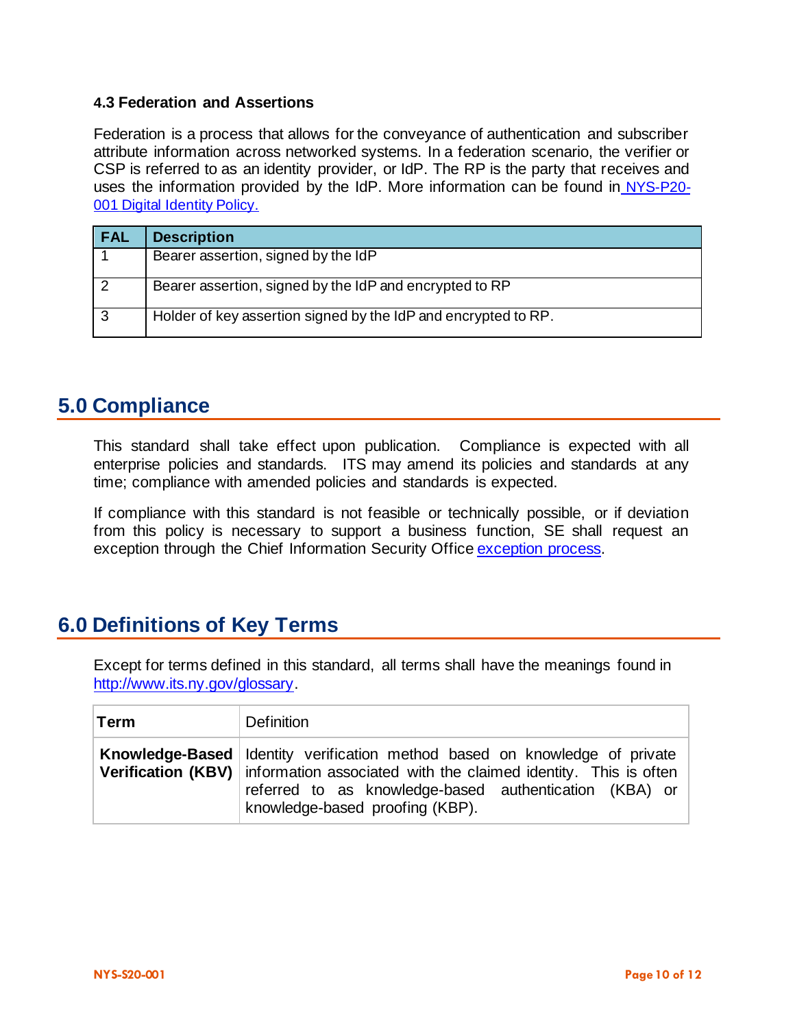### 4.3 Federation and Assertions

Federation is a process that allows for the conveyance of authentication and subscriber attribute information across networked systems. In a federation scenario, the verifier or CSP is referred to as an identity provider, or IdP. The RP is the party that receives and uses the information provided by the IdP. More information can be found in [NYS-P20-001 Digital Identity Policy.](#)

| FAL | Description |
|---|---|
| 1 | Bearer assertion, signed by the IdP |
| 2 | Bearer assertion, signed by the IdP and encrypted to RP |
| 3 | Holder of key assertion signed by the IdP and encrypted to RP. |

## 5.0 Compliance

This standard shall take effect upon publication. Compliance is expected with all enterprise policies and standards. ITS may amend its policies and standards at any time; compliance with amended policies and standards is expected.

If compliance with this standard is not feasible or technically possible, or if deviation from this policy is necessary to support a business function, SE shall request an exception through the Chief Information Security Office [exception process](#).

## 6.0 Definitions of Key Terms

Except for terms defined in this standard, all terms shall have the meanings found in [http://www.its.ny.gov/glossary](http://www.its.ny.gov/glossary).

| Term | Definition |
|---|---|
| **Knowledge-Based Verification (KBV)** | Identity verification method based on knowledge of private information associated with the claimed identity. This is often referred to as knowledge-based authentication (KBA) or knowledge-based proofing (KBP). |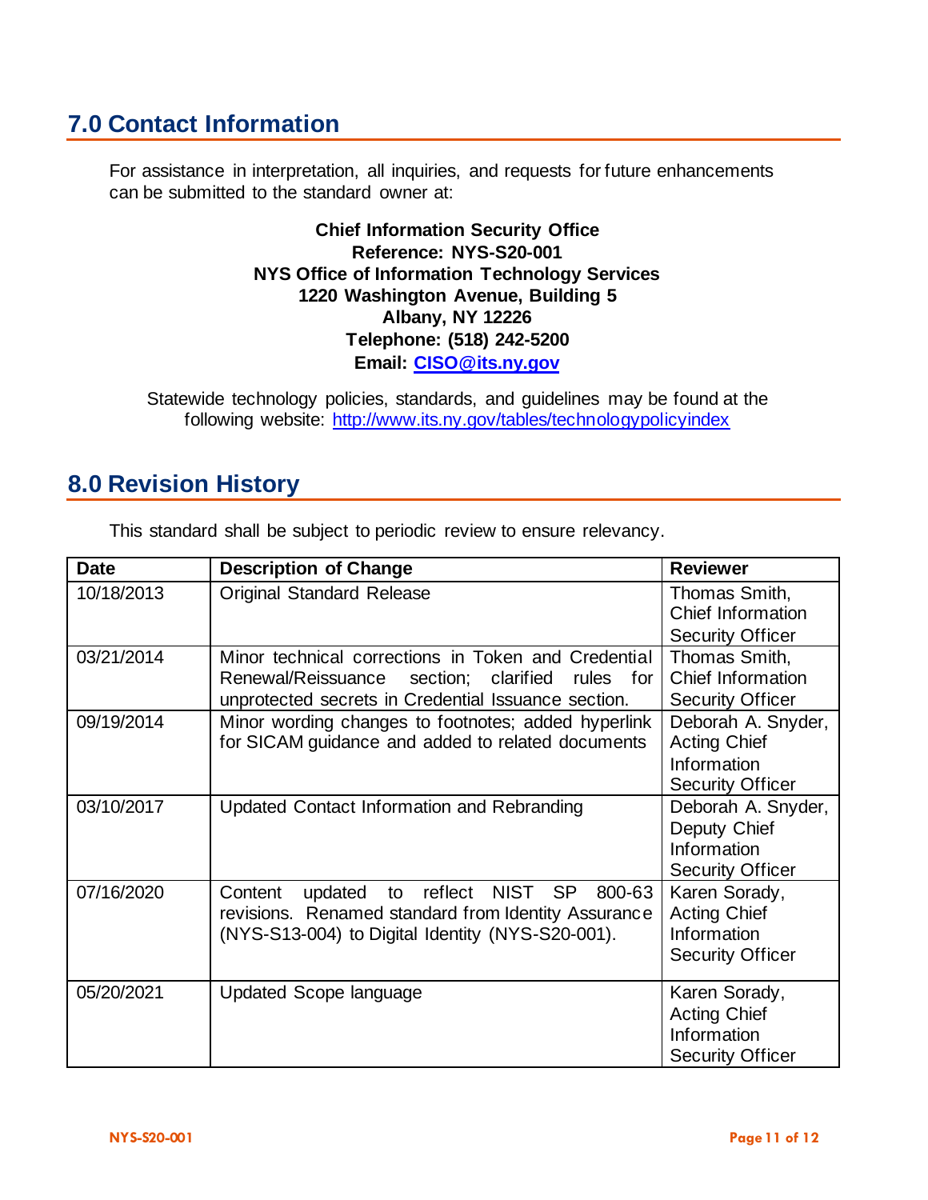## 7.0 Contact Information

For assistance in interpretation, all inquiries, and requests for future enhancements can be submitted to the standard owner at:

**Chief Information Security Office**
**Reference: NYS-S20-001**
**NYS Office of Information Technology Services**
**1220 Washington Avenue, Building 5**
**Albany, NY 12226**
**Telephone: (518) 242-5200**
**Email: CISO@its.ny.gov**

Statewide technology policies, standards, and guidelines may be found at the following website: http://www.its.ny.gov/tables/technologypolicyindex

## 8.0 Revision History

This standard shall be subject to periodic review to ensure relevancy.

| Date | Description of Change | Reviewer |
|---|---|---|
| 10/18/2013 | Original Standard Release | Thomas Smith, Chief Information Security Officer |
| 03/21/2014 | Minor technical corrections in Token and Credential Renewal/Reissuance section; clarified rules for unprotected secrets in Credential Issuance section. | Thomas Smith, Chief Information Security Officer |
| 09/19/2014 | Minor wording changes to footnotes; added hyperlink for SICAM guidance and added to related documents | Deborah A. Snyder, Acting Chief Information Security Officer |
| 03/10/2017 | Updated Contact Information and Rebranding | Deborah A. Snyder, Deputy Chief Information Security Officer |
| 07/16/2020 | Content updated to reflect NIST SP 800-63 revisions. Renamed standard from Identity Assurance (NYS-S13-004) to Digital Identity (NYS-S20-001). | Karen Sorady, Acting Chief Information Security Officer |
| 05/20/2021 | Updated Scope language | Karen Sorady, Acting Chief Information Security Officer |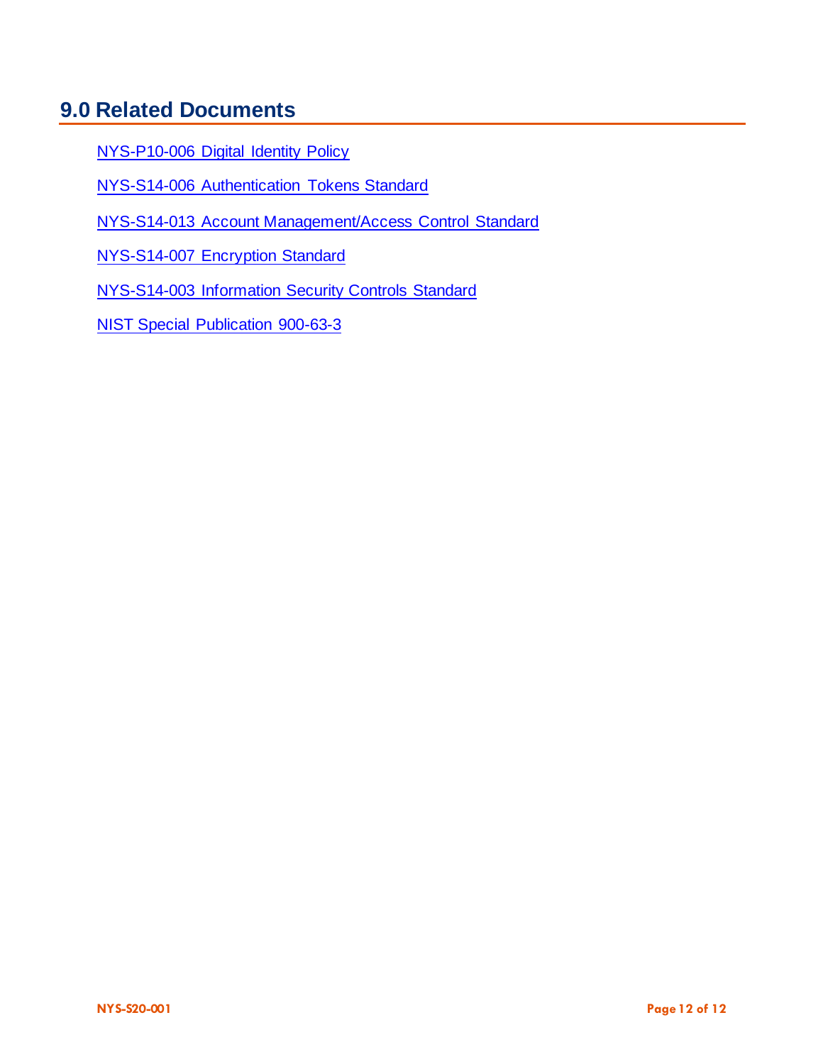## 9.0 Related Documents

NYS-P10-006 Digital Identity Policy

NYS-S14-006 Authentication Tokens Standard

NYS-S14-013 Account Management/Access Control Standard

NYS-S14-007 Encryption Standard

NYS-S14-003 Information Security Controls Standard

NIST Special Publication 900-63-3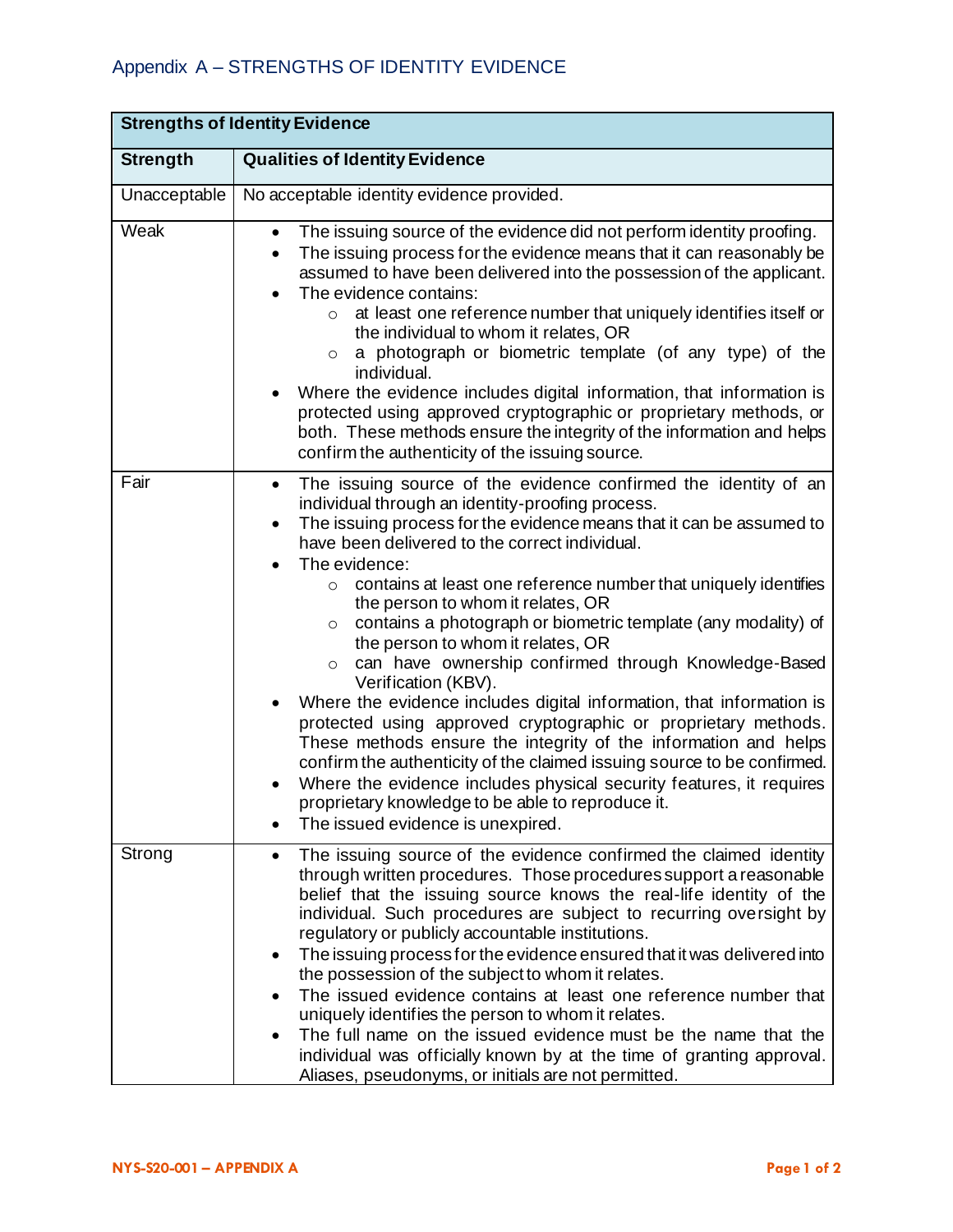# Appendix A – STRENGTHS OF IDENTITY EVIDENCE

| **Strengths of Identity Evidence** | |
|---|---|
| **Strength** | **Qualities of Identity Evidence** |
| Unacceptable | No acceptable identity evidence provided. |
| Weak | • The issuing source of the evidence did not perform identity proofing.<br>• The issuing process for the evidence means that it can reasonably be assumed to have been delivered into the possession of the applicant.<br>• The evidence contains:<br>  ○ at least one reference number that uniquely identifies itself or the individual to whom it relates, OR<br>  ○ a photograph or biometric template (of any type) of the individual.<br>• Where the evidence includes digital information, that information is protected using approved cryptographic or proprietary methods, or both. These methods ensure the integrity of the information and helps confirm the authenticity of the issuing source. |
| Fair | • The issuing source of the evidence confirmed the identity of an individual through an identity-proofing process.<br>• The issuing process for the evidence means that it can be assumed to have been delivered to the correct individual.<br>• The evidence:<br>  ○ contains at least one reference number that uniquely identifies the person to whom it relates, OR<br>  ○ contains a photograph or biometric template (any modality) of the person to whom it relates, OR<br>  ○ can have ownership confirmed through Knowledge-Based Verification (KBV).<br>• Where the evidence includes digital information, that information is protected using approved cryptographic or proprietary methods. These methods ensure the integrity of the information and helps confirm the authenticity of the claimed issuing source to be confirmed.<br>• Where the evidence includes physical security features, it requires proprietary knowledge to be able to reproduce it.<br>• The issued evidence is unexpired. |
| Strong | • The issuing source of the evidence confirmed the claimed identity through written procedures. Those procedures support a reasonable belief that the issuing source knows the real-life identity of the individual. Such procedures are subject to recurring oversight by regulatory or publicly accountable institutions.<br>• The issuing process for the evidence ensured that it was delivered into the possession of the subject to whom it relates.<br>• The issued evidence contains at least one reference number that uniquely identifies the person to whom it relates.<br>• The full name on the issued evidence must be the name that the individual was officially known by at the time of granting approval. Aliases, pseudonyms, or initials are not permitted. |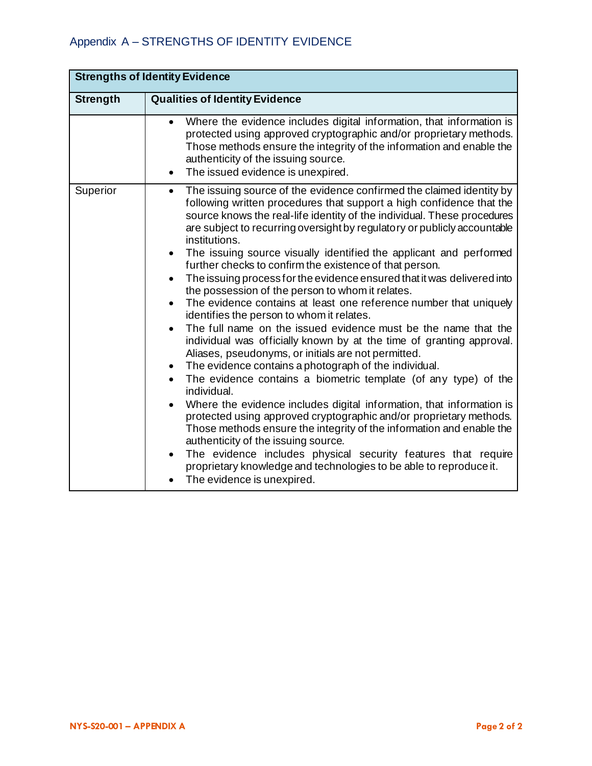## Appendix A – STRENGTHS OF IDENTITY EVIDENCE

| Strengths of Identity Evidence | |
|---|---|
| **Strength** | **Qualities of Identity Evidence** |
| | • Where the evidence includes digital information, that information is protected using approved cryptographic and/or proprietary methods. Those methods ensure the integrity of the information and enable the authenticity of the issuing source.<br>• The issued evidence is unexpired. |
| Superior | • The issuing source of the evidence confirmed the claimed identity by following written procedures that support a high confidence that the source knows the real-life identity of the individual. These procedures are subject to recurring oversight by regulatory or publicly accountable institutions.<br>• The issuing source visually identified the applicant and performed further checks to confirm the existence of that person.<br>• The issuing process for the evidence ensured that it was delivered into the possession of the person to whom it relates.<br>• The evidence contains at least one reference number that uniquely identifies the person to whom it relates.<br>• The full name on the issued evidence must be the name that the individual was officially known by at the time of granting approval. Aliases, pseudonyms, or initials are not permitted.<br>• The evidence contains a photograph of the individual.<br>• The evidence contains a biometric template (of any type) of the individual.<br>• Where the evidence includes digital information, that information is protected using approved cryptographic and/or proprietary methods. Those methods ensure the integrity of the information and enable the authenticity of the issuing source.<br>• The evidence includes physical security features that require proprietary knowledge and technologies to be able to reproduce it.<br>• The evidence is unexpired. |